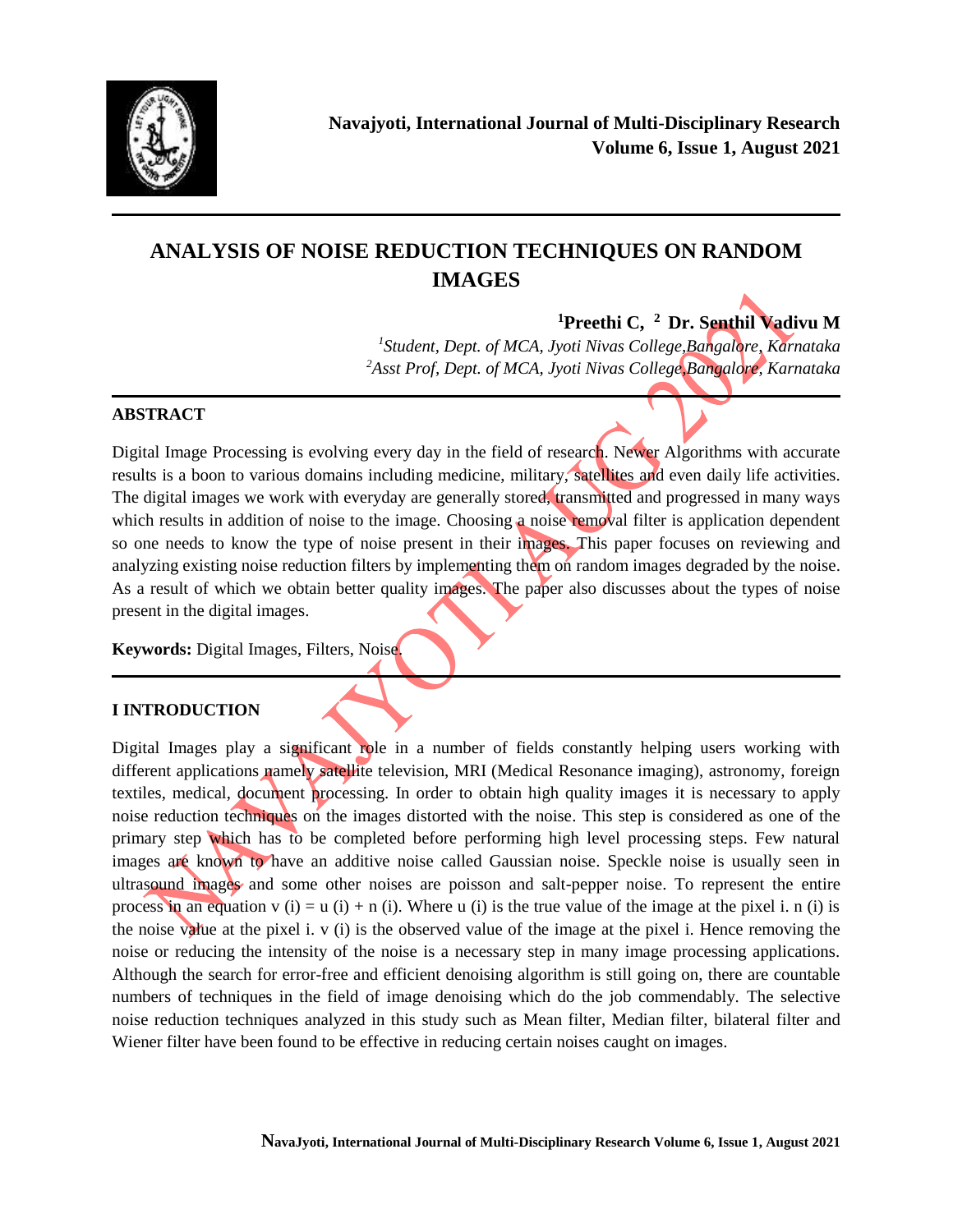# ANALYSIS OF NOISE REDUCTION TECHNIQUES ON RANDOM IMAGES

**[1]Preethi C, [2] Dr. Senthil Vadivu M**

*[1]Student, Dept. of MCA, Jyoti Nivas College,Bangalore, Karnataka*
*[2]Asst Prof, Dept. of MCA, Jyoti Nivas College,Bangalore, Karnataka*

## ABSTRACT

Digital Image Processing is evolving every day in the field of research. Newer Algorithms with accurate results is a boon to various domains including medicine, military, satellites and even daily life activities. The digital images we work with everyday are generally stored, transmitted and progressed in many ways which results in addition of noise to the image. Choosing a noise removal filter is application dependent so one needs to know the type of noise present in their images. This paper focuses on reviewing and analyzing existing noise reduction filters by implementing them on random images degraded by the noise. As a result of which we obtain better quality images. The paper also discusses about the types of noise present in the digital images.

**Keywords:** Digital Images, Filters, Noise.

## I INTRODUCTION

Digital Images play a significant role in a number of fields constantly helping users working with different applications namely satellite television, MRI (Medical Resonance imaging), astronomy, foreign textiles, medical, document processing. In order to obtain high quality images it is necessary to apply noise reduction techniques on the images distorted with the noise. This step is considered as one of the primary step which has to be completed before performing high level processing steps. Few natural images are known to have an additive noise called Gaussian noise. Speckle noise is usually seen in ultrasound images and some other noises are poisson and salt-pepper noise. To represent the entire process in an equation $v(i) = u(i) + n(i)$. Where $u(i)$ is the true value of the image at the pixel i. $n(i)$ is the noise value at the pixel i. $v(i)$ is the observed value of the image at the pixel i. Hence removing the noise or reducing the intensity of the noise is a necessary step in many image processing applications. Although the search for error-free and efficient denoising algorithm is still going on, there are countable numbers of techniques in the field of image denoising which do the job commendably. The selective noise reduction techniques analyzed in this study such as Mean filter, Median filter, bilateral filter and Wiener filter have been found to be effective in reducing certain noises caught on images.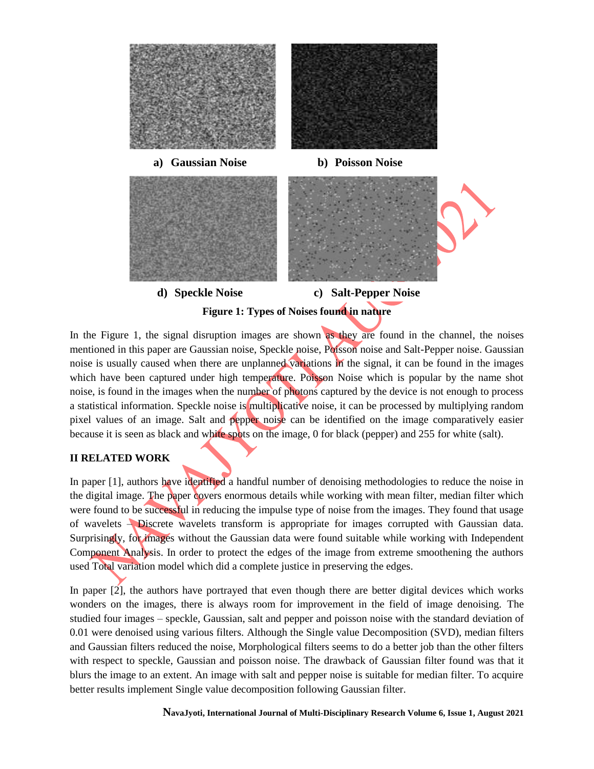a) **Gaussian Noise** b) **Poisson Noise**

d) **Speckle Noise** c) **Salt-Pepper Noise**

**Figure 1: Types of Noises found in nature**

In the Figure 1, the signal disruption images are shown as they are found in the channel, the noises mentioned in this paper are Gaussian noise, Speckle noise, Poisson noise and Salt-Pepper noise. Gaussian noise is usually caused when there are unplanned variations in the signal, it can be found in the images which have been captured under high temperature. Poisson Noise which is popular by the name shot noise, is found in the images when the number of photons captured by the device is not enough to process a statistical information. Speckle noise is multiplicative noise, it can be processed by multiplying random pixel values of an image. Salt and pepper noise can be identified on the image comparatively easier because it is seen as black and white spots on the image, 0 for black (pepper) and 255 for white (salt).

## II RELATED WORK

In paper [1], authors have identified a handful number of denoising methodologies to reduce the noise in the digital image. The paper covers enormous details while working with mean filter, median filter which were found to be successful in reducing the impulse type of noise from the images. They found that usage of wavelets – Discrete wavelets transform is appropriate for images corrupted with Gaussian data. Surprisingly, for images without the Gaussian data were found suitable while working with Independent Component Analysis. In order to protect the edges of the image from extreme smoothening the authors used Total variation model which did a complete justice in preserving the edges.

In paper [2], the authors have portrayed that even though there are better digital devices which works wonders on the images, there is always room for improvement in the field of image denoising. The studied four images – speckle, Gaussian, salt and pepper and poisson noise with the standard deviation of 0.01 were denoised using various filters. Although the Single value Decomposition (SVD), median filters and Gaussian filters reduced the noise, Morphological filters seems to do a better job than the other filters with respect to speckle, Gaussian and poisson noise. The drawback of Gaussian filter found was that it blurs the image to an extent. An image with salt and pepper noise is suitable for median filter. To acquire better results implement Single value decomposition following Gaussian filter.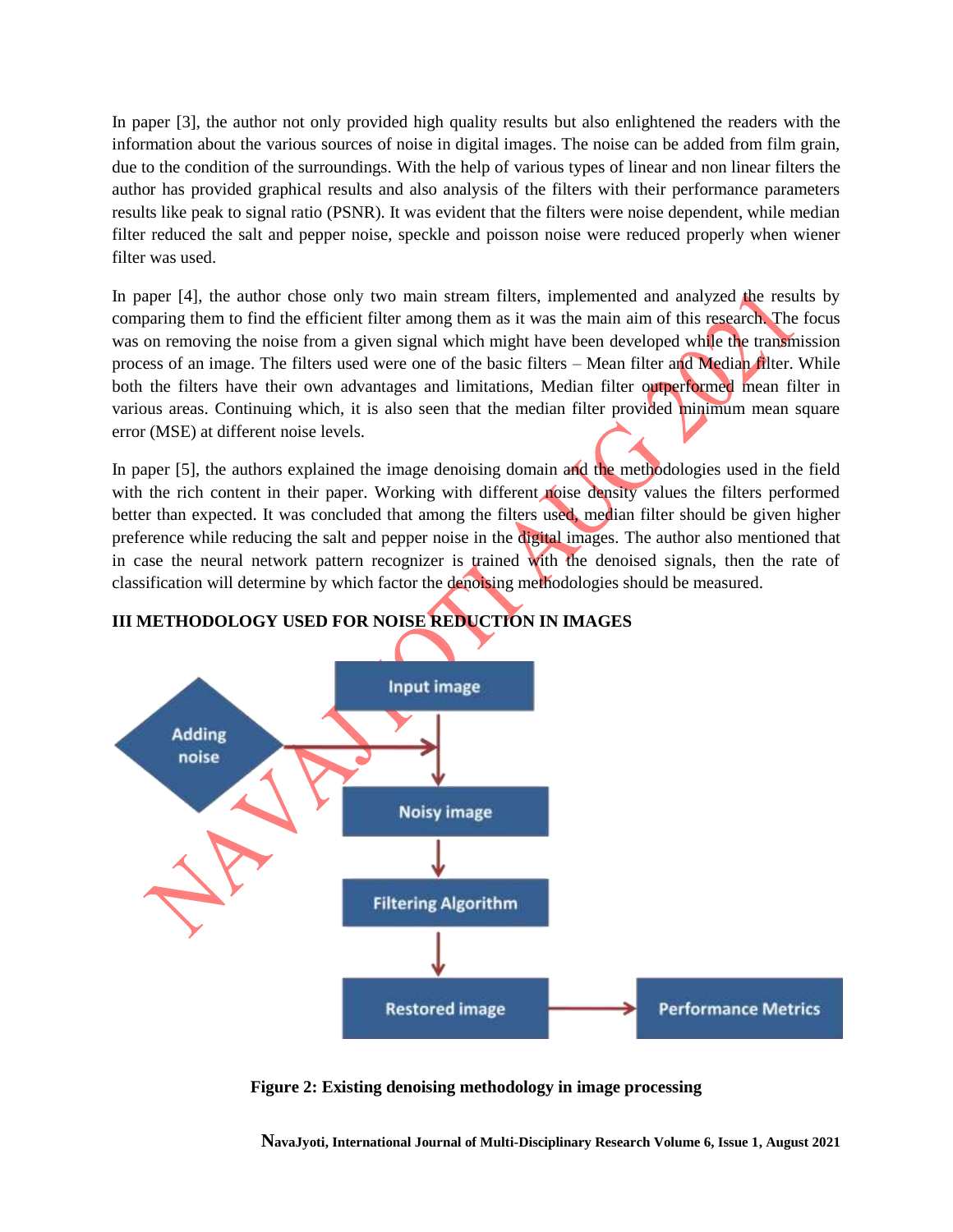In paper [3], the author not only provided high quality results but also enlightened the readers with the information about the various sources of noise in digital images. The noise can be added from film grain, due to the condition of the surroundings. With the help of various types of linear and non linear filters the author has provided graphical results and also analysis of the filters with their performance parameters results like peak to signal ratio (PSNR). It was evident that the filters were noise dependent, while median filter reduced the salt and pepper noise, speckle and poisson noise were reduced properly when wiener filter was used.

In paper [4], the author chose only two main stream filters, implemented and analyzed the results by comparing them to find the efficient filter among them as it was the main aim of this research. The focus was on removing the noise from a given signal which might have been developed while the transmission process of an image. The filters used were one of the basic filters – Mean filter and Median filter. While both the filters have their own advantages and limitations, Median filter outperformed mean filter in various areas. Continuing which, it is also seen that the median filter provided minimum mean square error (MSE) at different noise levels.

In paper [5], the authors explained the image denoising domain and the methodologies used in the field with the rich content in their paper. Working with different noise density values the filters performed better than expected. It was concluded that among the filters used, median filter should be given higher preference while reducing the salt and pepper noise in the digital images. The author also mentioned that in case the neural network pattern recognizer is trained with the denoised signals, then the rate of classification will determine by which factor the denoising methodologies should be measured.

## III METHODOLOGY USED FOR NOISE REDUCTION IN IMAGES

**Figure 2: Existing denoising methodology in image processing**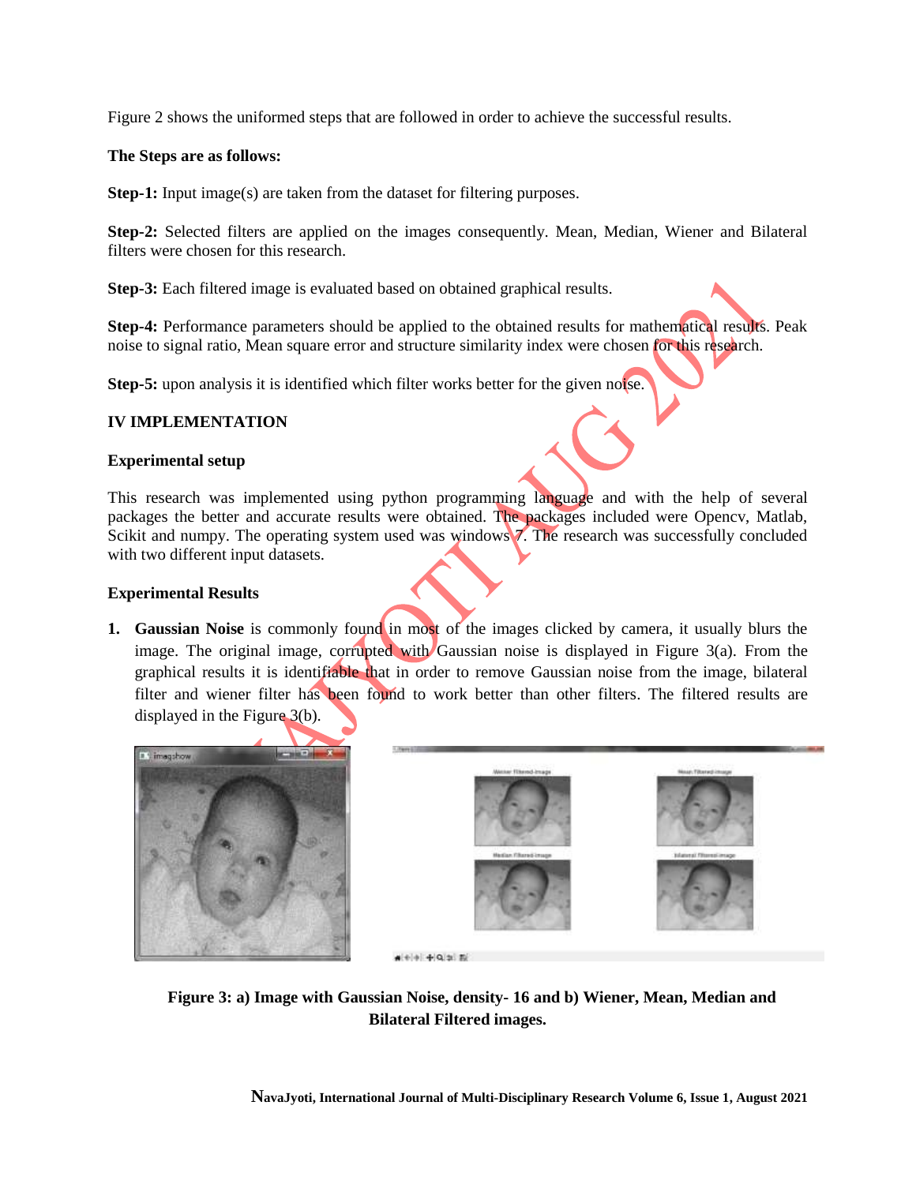Figure 2 shows the uniformed steps that are followed in order to achieve the successful results.

**The Steps are as follows:**

**Step-1:** Input image(s) are taken from the dataset for filtering purposes.

**Step-2:** Selected filters are applied on the images consequently. Mean, Median, Wiener and Bilateral filters were chosen for this research.

**Step-3:** Each filtered image is evaluated based on obtained graphical results.

**Step-4:** Performance parameters should be applied to the obtained results for mathematical results. Peak noise to signal ratio, Mean square error and structure similarity index were chosen for this research.

**Step-5:** upon analysis it is identified which filter works better for the given noise.

## IV IMPLEMENTATION

### Experimental setup

This research was implemented using python programming language and with the help of several packages the better and accurate results were obtained. The packages included were Opencv, Matlab, Scikit and numpy. The operating system used was windows 7. The research was successfully concluded with two different input datasets.

### Experimental Results

1. **Gaussian Noise** is commonly found in most of the images clicked by camera, it usually blurs the image. The original image, corrupted with Gaussian noise is displayed in Figure 3(a). From the graphical results it is identifiable that in order to remove Gaussian noise from the image, bilateral filter and wiener filter has been found to work better than other filters. The filtered results are displayed in the Figure 3(b).

**Figure 3: a) Image with Gaussian Noise, density- 16 and b) Wiener, Mean, Median and Bilateral Filtered images.**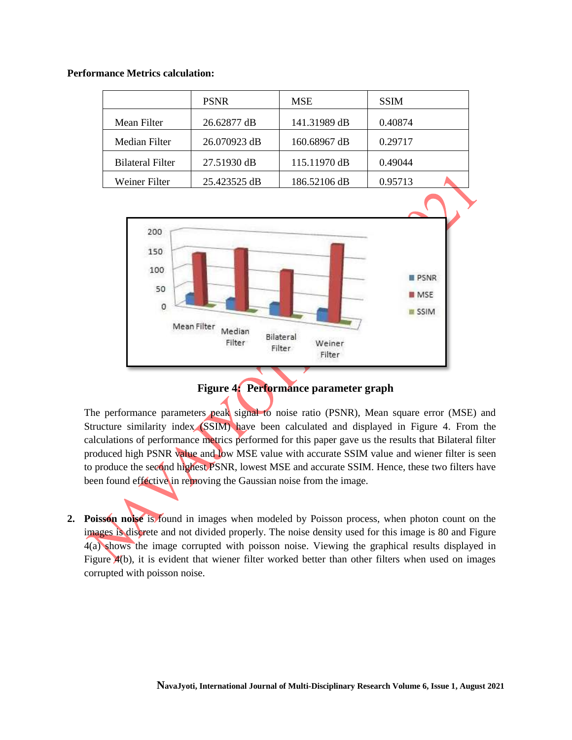**Performance Metrics calculation:**

| | PSNR | MSE | SSIM |
|---|---|---|---|
| Mean Filter | 26.62877 dB | 141.31989 dB | 0.40874 |
| Median Filter | 26.070923 dB | 160.68967 dB | 0.29717 |
| Bilateral Filter | 27.51930 dB | 115.11970 dB | 0.49044 |
| Weiner Filter | 25.423525 dB | 186.52106 dB | 0.95713 |

**Figure 4: Performance parameter graph**

The performance parameters peak signal to noise ratio (PSNR), Mean square error (MSE) and Structure similarity index (SSIM) have been calculated and displayed in Figure 4. From the calculations of performance metrics performed for this paper gave us the results that Bilateral filter produced high PSNR value and low MSE value with accurate SSIM value and wiener filter is seen to produce the second highest PSNR, lowest MSE and accurate SSIM. Hence, these two filters have been found effective in removing the Gaussian noise from the image.

2. **Poisson noise** is found in images when modeled by Poisson process, when photon count on the images is discrete and not divided properly. The noise density used for this image is 80 and Figure 4(a) shows the image corrupted with poisson noise. Viewing the graphical results displayed in Figure 4(b), it is evident that wiener filter worked better than other filters when used on images corrupted with poisson noise.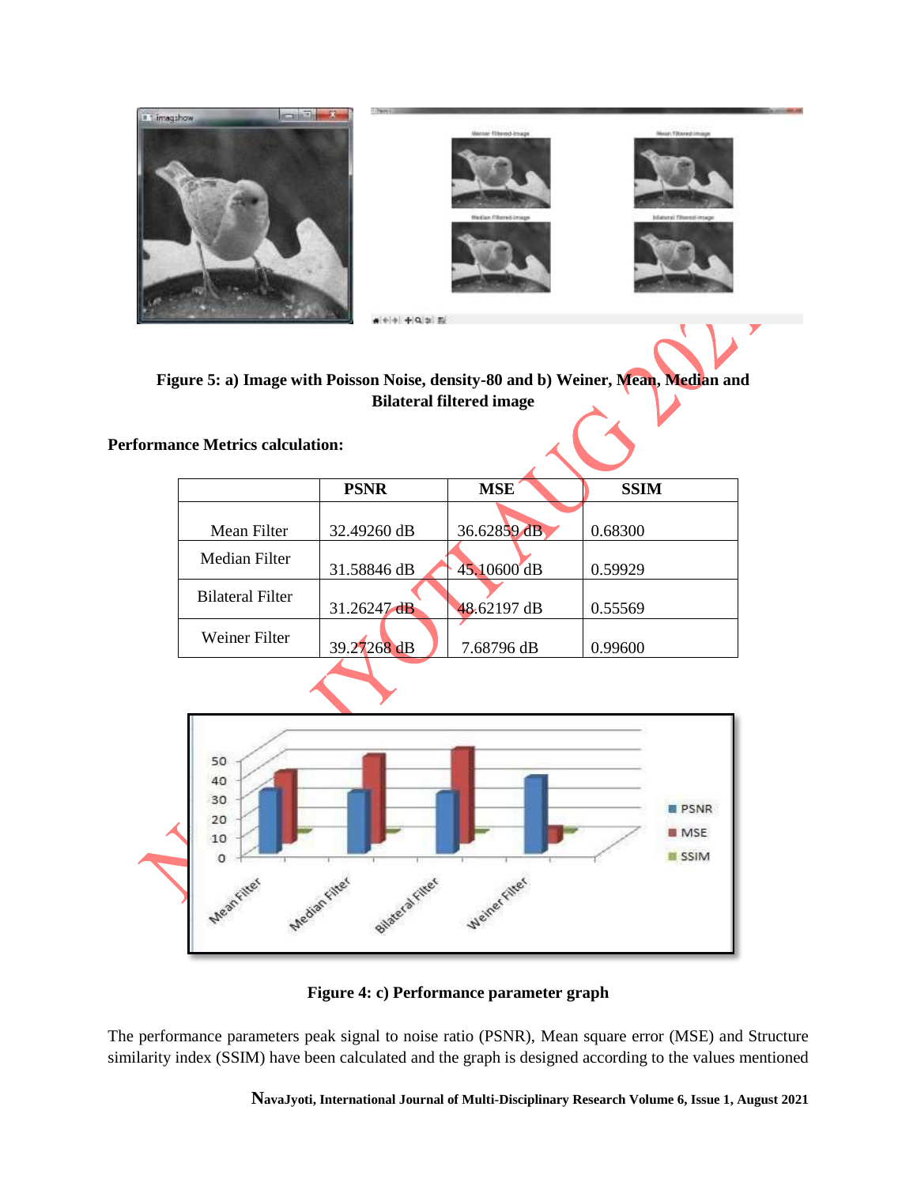**Figure 5: a) Image with Poisson Noise, density-80 and b) Weiner, Mean, Median and Bilateral filtered image**

**Performance Metrics calculation:**

| | PSNR | MSE | SSIM |
|---|---|---|---|
| Mean Filter | 32.49260 dB | 36.62859 dB | 0.68300 |
| Median Filter | 31.58846 dB | 45.10600 dB | 0.59929 |
| Bilateral Filter | 31.26247 dB | 48.62197 dB | 0.55569 |
| Weiner Filter | 39.27268 dB | 7.68796 dB | 0.99600 |

**Figure 4: c) Performance parameter graph**

The performance parameters peak signal to noise ratio (PSNR), Mean square error (MSE) and Structure similarity index (SSIM) have been calculated and the graph is designed according to the values mentioned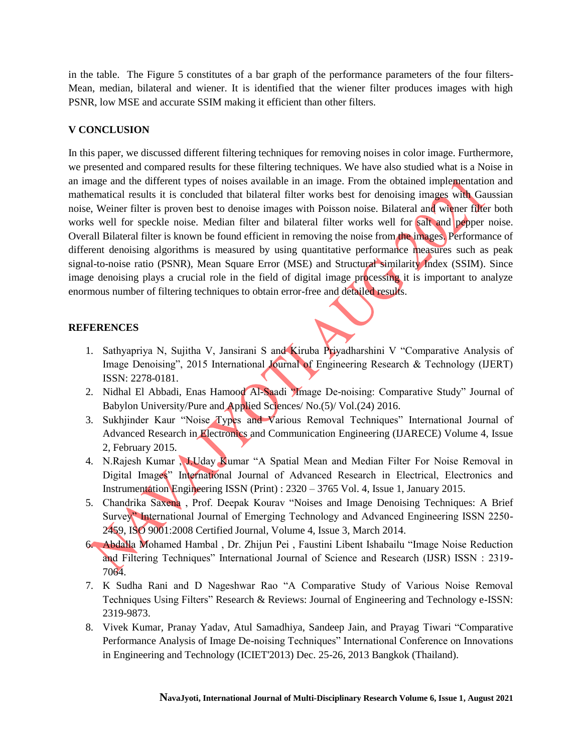in the table. The Figure 5 constitutes of a bar graph of the performance parameters of the four filters- Mean, median, bilateral and wiener. It is identified that the wiener filter produces images with high PSNR, low MSE and accurate SSIM making it efficient than other filters.

## V CONCLUSION

In this paper, we discussed different filtering techniques for removing noises in color image. Furthermore, we presented and compared results for these filtering techniques. We have also studied what is a Noise in an image and the different types of noises available in an image. From the obtained implementation and mathematical results it is concluded that bilateral filter works best for denoising images with Gaussian noise, Weiner filter is proven best to denoise images with Poisson noise. Bilateral and wiener filter both works well for speckle noise. Median filter and bilateral filter works well for salt and pepper noise. Overall Bilateral filter is known be found efficient in removing the noise from the images. Performance of different denoising algorithms is measured by using quantitative performance measures such as peak signal-to-noise ratio (PSNR), Mean Square Error (MSE) and Structural similarity Index (SSIM). Since image denoising plays a crucial role in the field of digital image processing it is important to analyze enormous number of filtering techniques to obtain error-free and detailed results.

## REFERENCES

1. Sathyapriya N, Sujitha V, Jansirani S and Kiruba Priyadharshini V "Comparative Analysis of Image Denoising", 2015 International Journal of Engineering Research & Technology (IJERT) ISSN: 2278-0181.
2. Nidhal El Abbadi, Enas Hamood Al-Saadi "Image De-noising: Comparative Study" Journal of Babylon University/Pure and Applied Sciences/ No.(5)/ Vol.(24) 2016.
3. Sukhjinder Kaur "Noise Types and Various Removal Techniques" International Journal of Advanced Research in Electronics and Communication Engineering (IJARECE) Volume 4, Issue 2, February 2015.
4. N.Rajesh Kumar , J.Uday Kumar "A Spatial Mean and Median Filter For Noise Removal in Digital Images" International Journal of Advanced Research in Electrical, Electronics and Instrumentation Engineering ISSN (Print) : 2320 – 3765 Vol. 4, Issue 1, January 2015.
5. Chandrika Saxena , Prof. Deepak Kourav "Noises and Image Denoising Techniques: A Brief Survey" International Journal of Emerging Technology and Advanced Engineering ISSN 2250-2459, ISO 9001:2008 Certified Journal, Volume 4, Issue 3, March 2014.
6. Abdalla Mohamed Hambal , Dr. Zhijun Pei , Faustini Libent Ishabailu "Image Noise Reduction and Filtering Techniques" International Journal of Science and Research (IJSR) ISSN : 2319-7064.
7. K Sudha Rani and D Nageshwar Rao "A Comparative Study of Various Noise Removal Techniques Using Filters" Research & Reviews: Journal of Engineering and Technology e-ISSN: 2319-9873.
8. Vivek Kumar, Pranay Yadav, Atul Samadhiya, Sandeep Jain, and Prayag Tiwari "Comparative Performance Analysis of Image De-noising Techniques" International Conference on Innovations in Engineering and Technology (ICIET'2013) Dec. 25-26, 2013 Bangkok (Thailand).